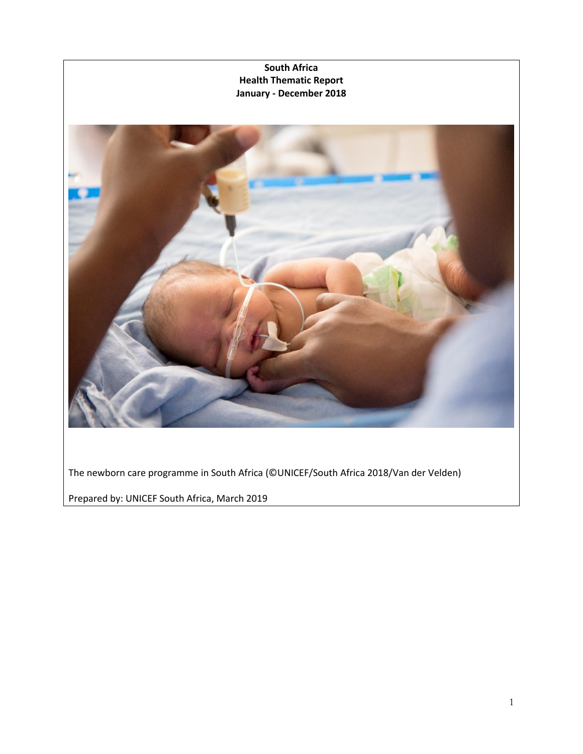**South Africa**
**Health Thematic Report**
**January - December 2018**

The newborn care programme in South Africa (©UNICEF/South Africa 2018/Van der Velden)

Prepared by: UNICEF South Africa, March 2019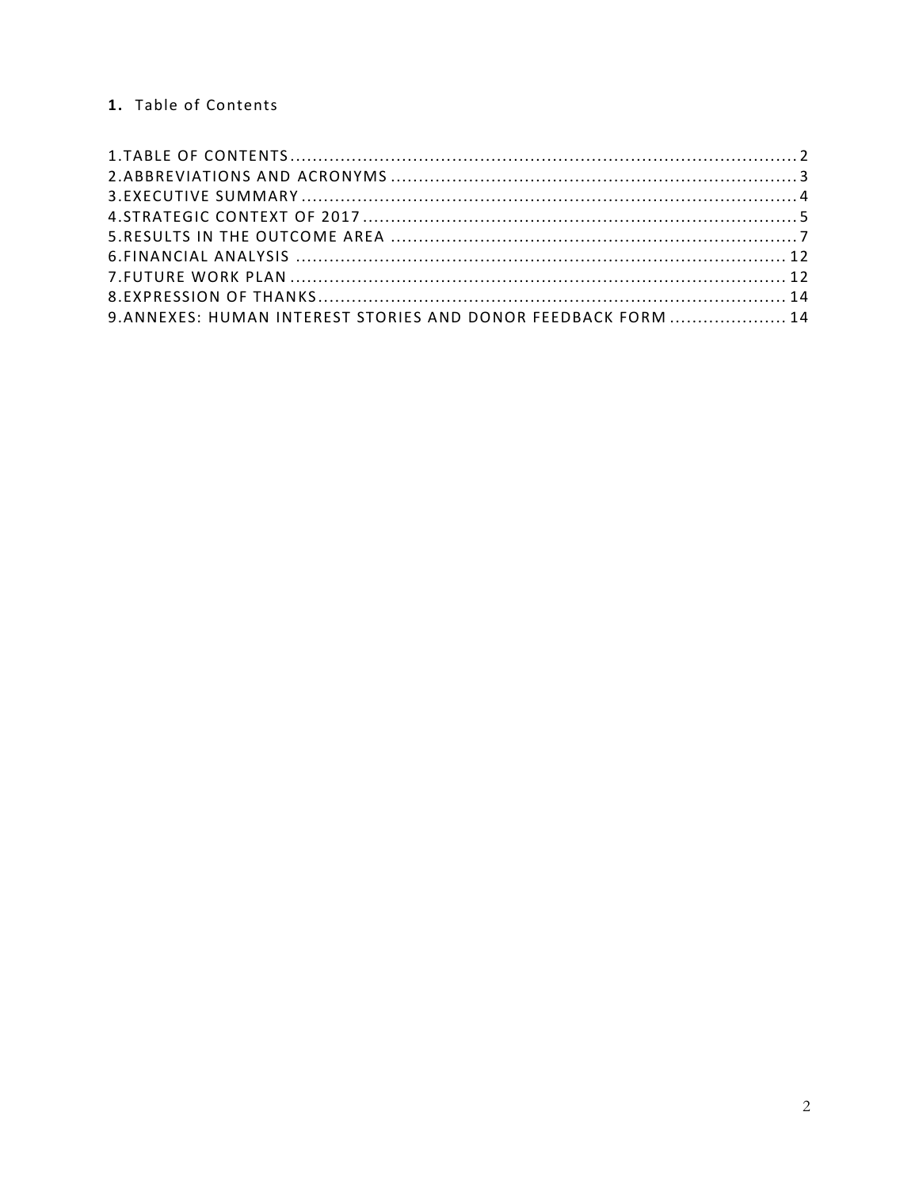## 1. Table of Contents

1.TABLE OF CONTENTS ........ 2
2.ABBREVIATIONS AND ACRONYMS ........ 3
3.EXECUTIVE SUMMARY ........ 4
4.STRATEGIC CONTEXT OF 2017 ........ 5
5.RESULTS IN THE OUTCOME AREA ........ 7
6.FINANCIAL ANALYSIS ........ 12
7.FUTURE WORK PLAN ........ 12
8.EXPRESSION OF THANKS ........ 14
9.ANNEXES: HUMAN INTEREST STORIES AND DONOR FEEDBACK FORM ........ 14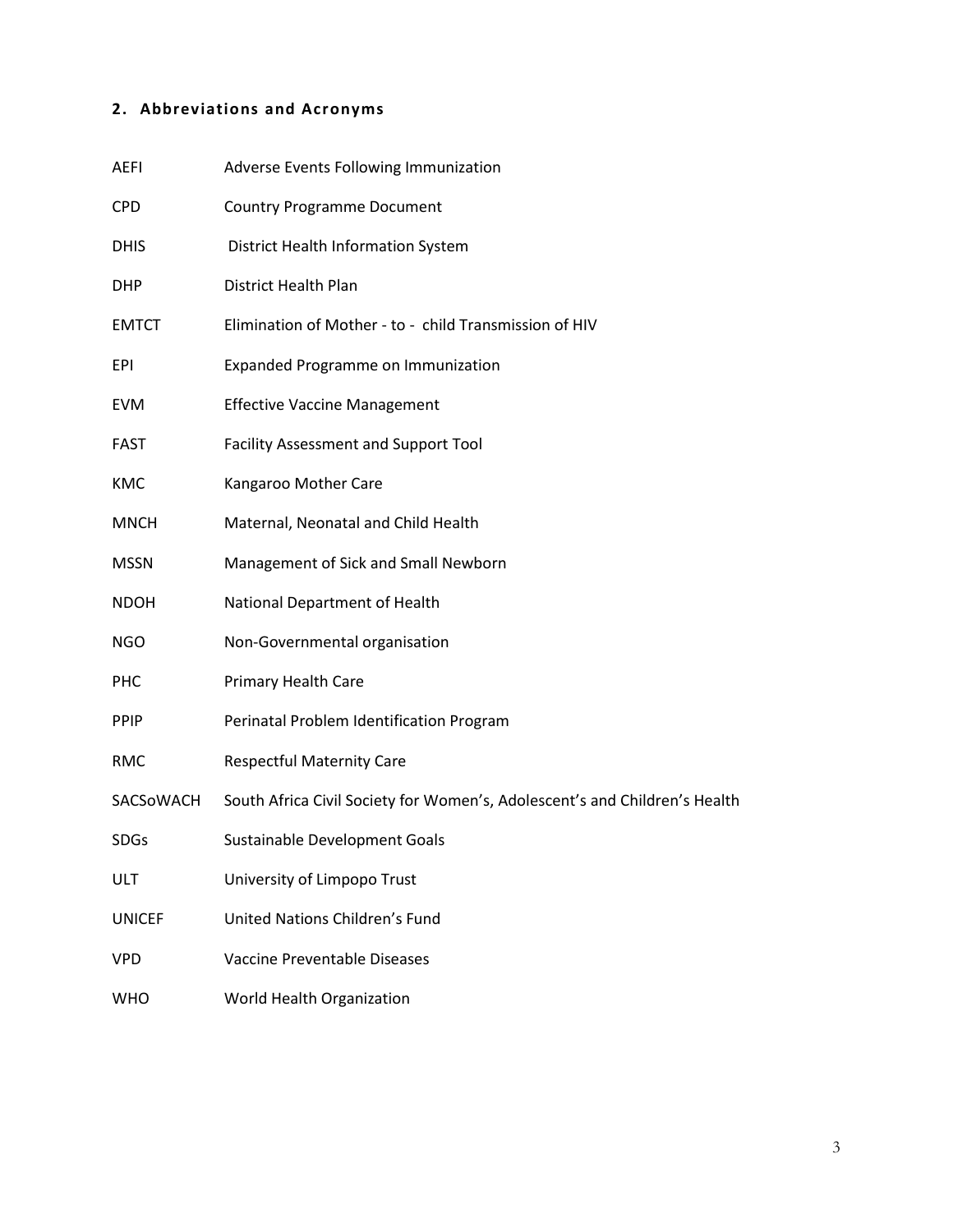## 2. Abbreviations and Acronyms

| | |
|---|---|
| AEFI | Adverse Events Following Immunization |
| CPD | Country Programme Document |
| DHIS | District Health Information System |
| DHP | District Health Plan |
| EMTCT | Elimination of Mother - to - child Transmission of HIV |
| EPI | Expanded Programme on Immunization |
| EVM | Effective Vaccine Management |
| FAST | Facility Assessment and Support Tool |
| KMC | Kangaroo Mother Care |
| MNCH | Maternal, Neonatal and Child Health |
| MSSN | Management of Sick and Small Newborn |
| NDOH | National Department of Health |
| NGO | Non-Governmental organisation |
| PHC | Primary Health Care |
| PPIP | Perinatal Problem Identification Program |
| RMC | Respectful Maternity Care |
| SACSoWACH | South Africa Civil Society for Women's, Adolescent's and Children's Health |
| SDGs | Sustainable Development Goals |
| ULT | University of Limpopo Trust |
| UNICEF | United Nations Children's Fund |
| VPD | Vaccine Preventable Diseases |
| WHO | World Health Organization |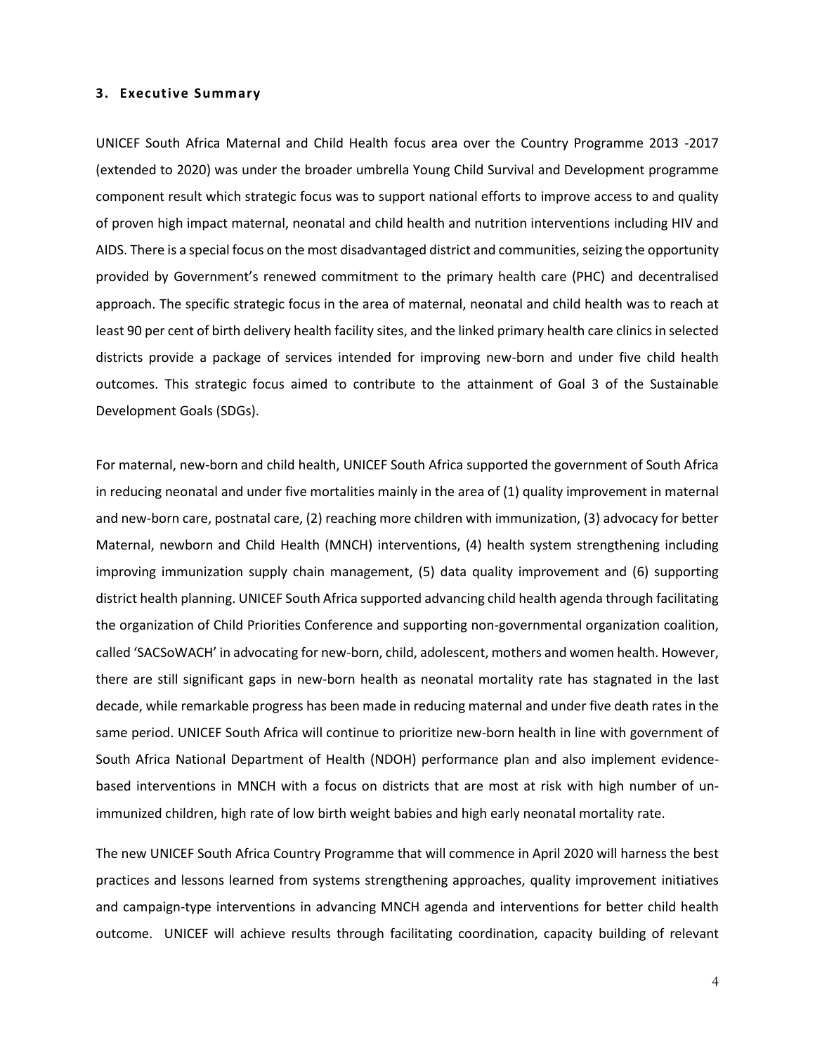## 3. Executive Summary

UNICEF South Africa Maternal and Child Health focus area over the Country Programme 2013 -2017 (extended to 2020) was under the broader umbrella Young Child Survival and Development programme component result which strategic focus was to support national efforts to improve access to and quality of proven high impact maternal, neonatal and child health and nutrition interventions including HIV and AIDS. There is a special focus on the most disadvantaged district and communities, seizing the opportunity provided by Government's renewed commitment to the primary health care (PHC) and decentralised approach. The specific strategic focus in the area of maternal, neonatal and child health was to reach at least 90 per cent of birth delivery health facility sites, and the linked primary health care clinics in selected districts provide a package of services intended for improving new-born and under five child health outcomes. This strategic focus aimed to contribute to the attainment of Goal 3 of the Sustainable Development Goals (SDGs).

For maternal, new-born and child health, UNICEF South Africa supported the government of South Africa in reducing neonatal and under five mortalities mainly in the area of (1) quality improvement in maternal and new-born care, postnatal care, (2) reaching more children with immunization, (3) advocacy for better Maternal, newborn and Child Health (MNCH) interventions, (4) health system strengthening including improving immunization supply chain management, (5) data quality improvement and (6) supporting district health planning. UNICEF South Africa supported advancing child health agenda through facilitating the organization of Child Priorities Conference and supporting non-governmental organization coalition, called 'SACSoWACH' in advocating for new-born, child, adolescent, mothers and women health. However, there are still significant gaps in new-born health as neonatal mortality rate has stagnated in the last decade, while remarkable progress has been made in reducing maternal and under five death rates in the same period. UNICEF South Africa will continue to prioritize new-born health in line with government of South Africa National Department of Health (NDOH) performance plan and also implement evidence-based interventions in MNCH with a focus on districts that are most at risk with high number of un-immunized children, high rate of low birth weight babies and high early neonatal mortality rate.

The new UNICEF South Africa Country Programme that will commence in April 2020 will harness the best practices and lessons learned from systems strengthening approaches, quality improvement initiatives and campaign-type interventions in advancing MNCH agenda and interventions for better child health outcome. UNICEF will achieve results through facilitating coordination, capacity building of relevant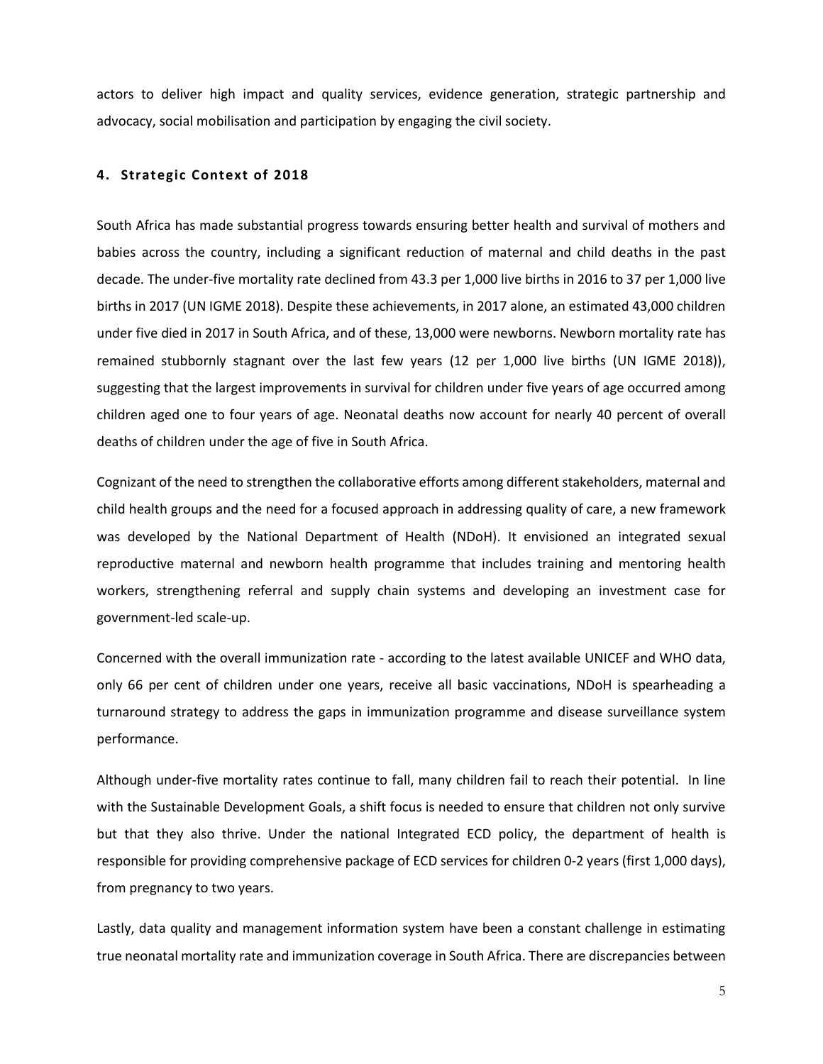actors to deliver high impact and quality services, evidence generation, strategic partnership and advocacy, social mobilisation and participation by engaging the civil society.

## 4. Strategic Context of 2018

South Africa has made substantial progress towards ensuring better health and survival of mothers and babies across the country, including a significant reduction of maternal and child deaths in the past decade. The under-five mortality rate declined from 43.3 per 1,000 live births in 2016 to 37 per 1,000 live births in 2017 (UN IGME 2018). Despite these achievements, in 2017 alone, an estimated 43,000 children under five died in 2017 in South Africa, and of these, 13,000 were newborns. Newborn mortality rate has remained stubbornly stagnant over the last few years (12 per 1,000 live births (UN IGME 2018)), suggesting that the largest improvements in survival for children under five years of age occurred among children aged one to four years of age. Neonatal deaths now account for nearly 40 percent of overall deaths of children under the age of five in South Africa.

Cognizant of the need to strengthen the collaborative efforts among different stakeholders, maternal and child health groups and the need for a focused approach in addressing quality of care, a new framework was developed by the National Department of Health (NDoH). It envisioned an integrated sexual reproductive maternal and newborn health programme that includes training and mentoring health workers, strengthening referral and supply chain systems and developing an investment case for government-led scale-up.

Concerned with the overall immunization rate - according to the latest available UNICEF and WHO data, only 66 per cent of children under one years, receive all basic vaccinations, NDoH is spearheading a turnaround strategy to address the gaps in immunization programme and disease surveillance system performance.

Although under-five mortality rates continue to fall, many children fail to reach their potential. In line with the Sustainable Development Goals, a shift focus is needed to ensure that children not only survive but that they also thrive. Under the national Integrated ECD policy, the department of health is responsible for providing comprehensive package of ECD services for children 0-2 years (first 1,000 days), from pregnancy to two years.

Lastly, data quality and management information system have been a constant challenge in estimating true neonatal mortality rate and immunization coverage in South Africa. There are discrepancies between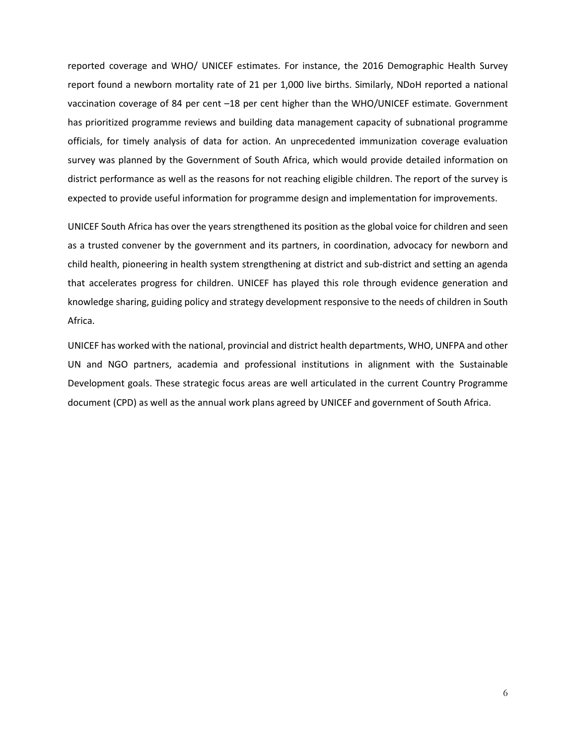reported coverage and WHO/ UNICEF estimates. For instance, the 2016 Demographic Health Survey report found a newborn mortality rate of 21 per 1,000 live births. Similarly, NDoH reported a national vaccination coverage of 84 per cent –18 per cent higher than the WHO/UNICEF estimate. Government has prioritized programme reviews and building data management capacity of subnational programme officials, for timely analysis of data for action. An unprecedented immunization coverage evaluation survey was planned by the Government of South Africa, which would provide detailed information on district performance as well as the reasons for not reaching eligible children. The report of the survey is expected to provide useful information for programme design and implementation for improvements.

UNICEF South Africa has over the years strengthened its position as the global voice for children and seen as a trusted convener by the government and its partners, in coordination, advocacy for newborn and child health, pioneering in health system strengthening at district and sub-district and setting an agenda that accelerates progress for children. UNICEF has played this role through evidence generation and knowledge sharing, guiding policy and strategy development responsive to the needs of children in South Africa.

UNICEF has worked with the national, provincial and district health departments, WHO, UNFPA and other UN and NGO partners, academia and professional institutions in alignment with the Sustainable Development goals. These strategic focus areas are well articulated in the current Country Programme document (CPD) as well as the annual work plans agreed by UNICEF and government of South Africa.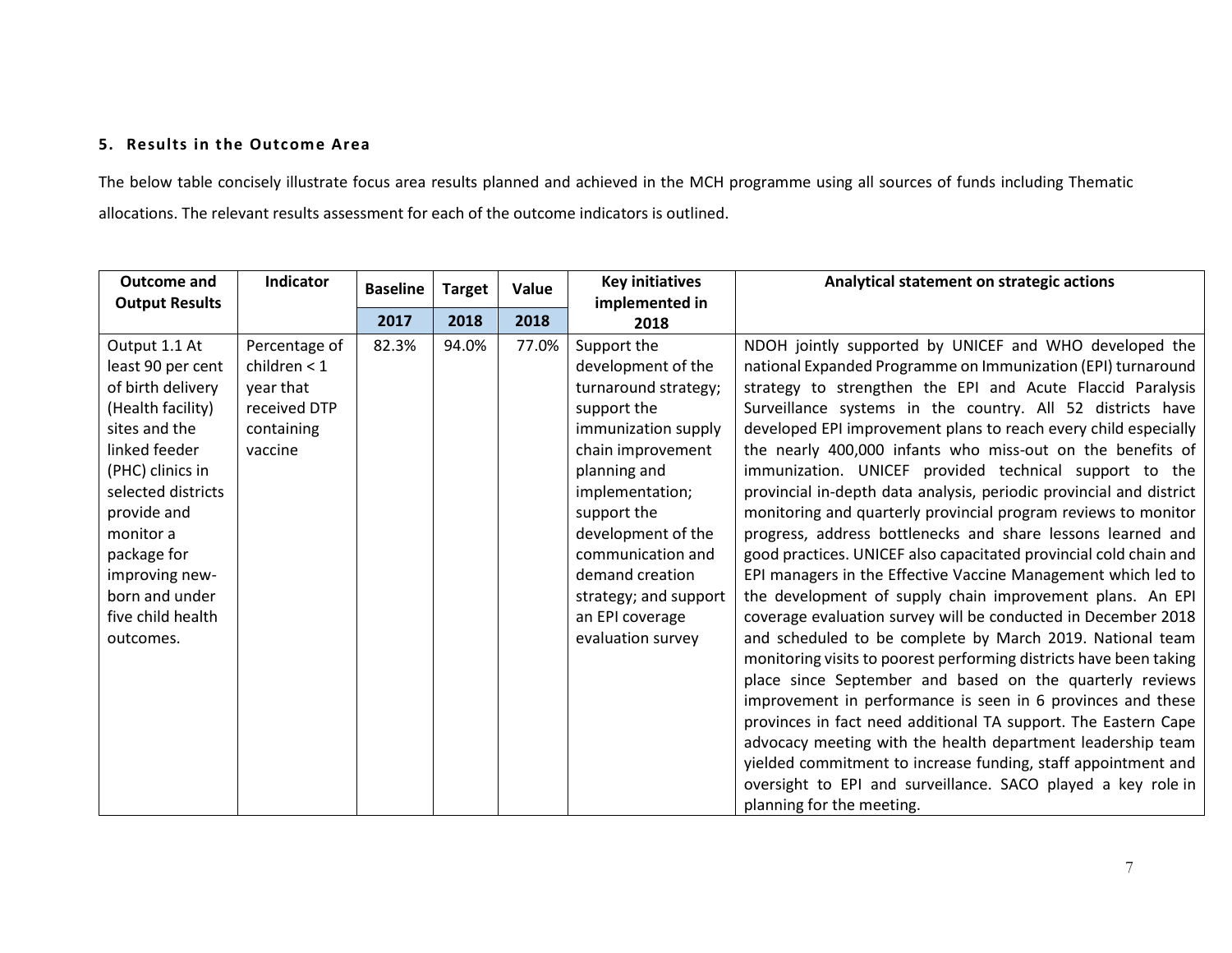### 5. Results in the Outcome Area

The below table concisely illustrate focus area results planned and achieved in the MCH programme using all sources of funds including Thematic allocations. The relevant results assessment for each of the outcome indicators is outlined.

| Outcome and Output Results | Indicator | Baseline | Target | Value | Key initiatives implemented in 2018 | Analytical statement on strategic actions |
|---|---|---|---|---|---|---|
| | | 2017 | 2018 | 2018 | | |
| Output 1.1 At least 90 per cent of birth delivery (Health facility) sites and the linked feeder (PHC) clinics in selected districts provide and monitor a package for improving new-born and under five child health outcomes. | Percentage of children < 1 year that received DTP containing vaccine | 82.3% | 94.0% | 77.0% | Support the development of the turnaround strategy; support the immunization supply chain improvement planning and implementation; support the development of the communication and demand creation strategy; and support an EPI coverage evaluation survey | NDOH jointly supported by UNICEF and WHO developed the national Expanded Programme on Immunization (EPI) turnaround strategy to strengthen the EPI and Acute Flaccid Paralysis Surveillance systems in the country. All 52 districts have developed EPI improvement plans to reach every child especially the nearly 400,000 infants who miss-out on the benefits of immunization. UNICEF provided technical support to the provincial in-depth data analysis, periodic provincial and district monitoring and quarterly provincial program reviews to monitor progress, address bottlenecks and share lessons learned and good practices. UNICEF also capacitated provincial cold chain and EPI managers in the Effective Vaccine Management which led to the development of supply chain improvement plans. An EPI coverage evaluation survey will be conducted in December 2018 and scheduled to be complete by March 2019. National team monitoring visits to poorest performing districts have been taking place since September and based on the quarterly reviews improvement in performance is seen in 6 provinces and these provinces in fact need additional TA support. The Eastern Cape advocacy meeting with the health department leadership team yielded commitment to increase funding, staff appointment and oversight to EPI and surveillance. SACO played a key role in planning for the meeting. |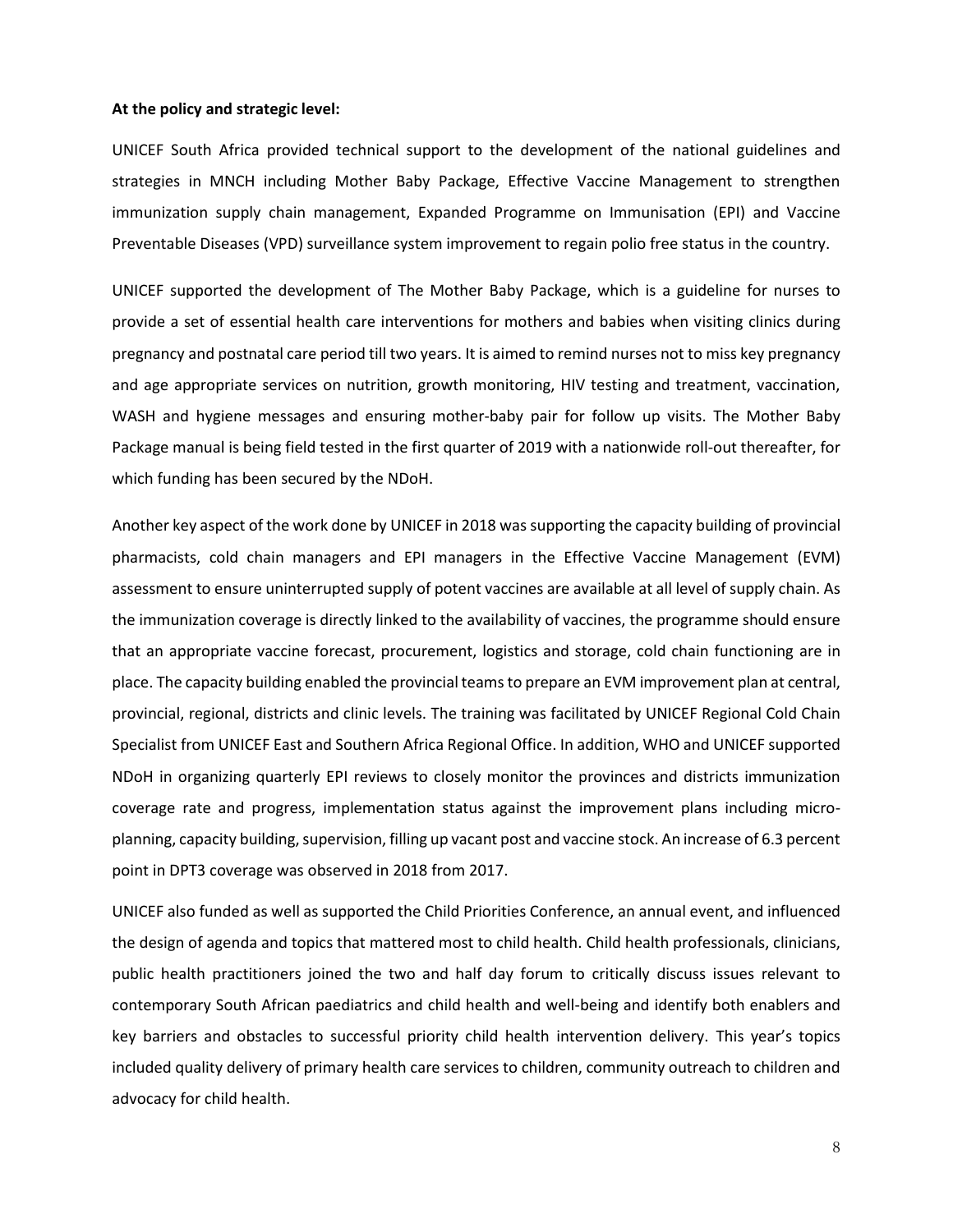**At the policy and strategic level:**

UNICEF South Africa provided technical support to the development of the national guidelines and strategies in MNCH including Mother Baby Package, Effective Vaccine Management to strengthen immunization supply chain management, Expanded Programme on Immunisation (EPI) and Vaccine Preventable Diseases (VPD) surveillance system improvement to regain polio free status in the country.

UNICEF supported the development of The Mother Baby Package, which is a guideline for nurses to provide a set of essential health care interventions for mothers and babies when visiting clinics during pregnancy and postnatal care period till two years. It is aimed to remind nurses not to miss key pregnancy and age appropriate services on nutrition, growth monitoring, HIV testing and treatment, vaccination, WASH and hygiene messages and ensuring mother-baby pair for follow up visits. The Mother Baby Package manual is being field tested in the first quarter of 2019 with a nationwide roll-out thereafter, for which funding has been secured by the NDoH.

Another key aspect of the work done by UNICEF in 2018 was supporting the capacity building of provincial pharmacists, cold chain managers and EPI managers in the Effective Vaccine Management (EVM) assessment to ensure uninterrupted supply of potent vaccines are available at all level of supply chain. As the immunization coverage is directly linked to the availability of vaccines, the programme should ensure that an appropriate vaccine forecast, procurement, logistics and storage, cold chain functioning are in place. The capacity building enabled the provincial teams to prepare an EVM improvement plan at central, provincial, regional, districts and clinic levels. The training was facilitated by UNICEF Regional Cold Chain Specialist from UNICEF East and Southern Africa Regional Office. In addition, WHO and UNICEF supported NDoH in organizing quarterly EPI reviews to closely monitor the provinces and districts immunization coverage rate and progress, implementation status against the improvement plans including micro-planning, capacity building, supervision, filling up vacant post and vaccine stock. An increase of 6.3 percent point in DPT3 coverage was observed in 2018 from 2017.

UNICEF also funded as well as supported the Child Priorities Conference, an annual event, and influenced the design of agenda and topics that mattered most to child health. Child health professionals, clinicians, public health practitioners joined the two and half day forum to critically discuss issues relevant to contemporary South African paediatrics and child health and well-being and identify both enablers and key barriers and obstacles to successful priority child health intervention delivery. This year's topics included quality delivery of primary health care services to children, community outreach to children and advocacy for child health.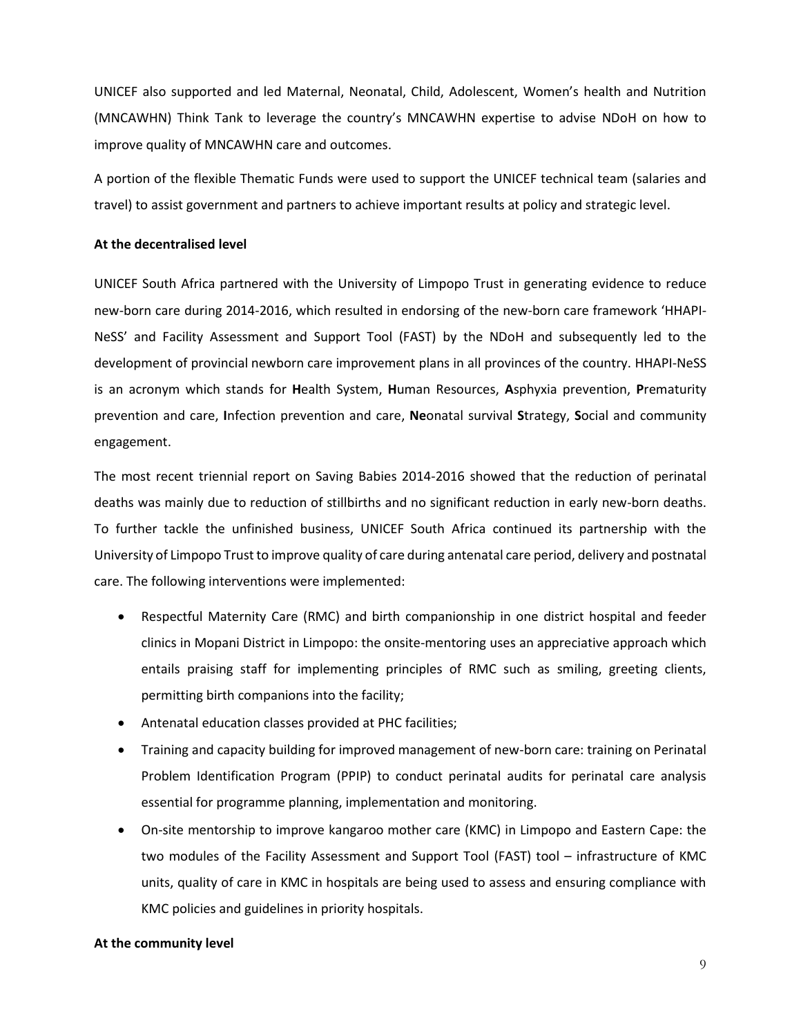UNICEF also supported and led Maternal, Neonatal, Child, Adolescent, Women's health and Nutrition (MNCAWHN) Think Tank to leverage the country's MNCAWHN expertise to advise NDoH on how to improve quality of MNCAWHN care and outcomes.

A portion of the flexible Thematic Funds were used to support the UNICEF technical team (salaries and travel) to assist government and partners to achieve important results at policy and strategic level.

**At the decentralised level**

UNICEF South Africa partnered with the University of Limpopo Trust in generating evidence to reduce new-born care during 2014-2016, which resulted in endorsing of the new-born care framework 'HHAPI-NeSS' and Facility Assessment and Support Tool (FAST) by the NDoH and subsequently led to the development of provincial newborn care improvement plans in all provinces of the country. HHAPI-NeSS is an acronym which stands for **H**ealth System, **H**uman Resources, **A**sphyxia prevention, **P**rematurity prevention and care, **I**nfection prevention and care, **Ne**onatal survival **S**trategy, **S**ocial and community engagement.

The most recent triennial report on Saving Babies 2014-2016 showed that the reduction of perinatal deaths was mainly due to reduction of stillbirths and no significant reduction in early new-born deaths. To further tackle the unfinished business, UNICEF South Africa continued its partnership with the University of Limpopo Trust to improve quality of care during antenatal care period, delivery and postnatal care. The following interventions were implemented:

- Respectful Maternity Care (RMC) and birth companionship in one district hospital and feeder clinics in Mopani District in Limpopo: the onsite-mentoring uses an appreciative approach which entails praising staff for implementing principles of RMC such as smiling, greeting clients, permitting birth companions into the facility;
- Antenatal education classes provided at PHC facilities;
- Training and capacity building for improved management of new-born care: training on Perinatal Problem Identification Program (PPIP) to conduct perinatal audits for perinatal care analysis essential for programme planning, implementation and monitoring.
- On-site mentorship to improve kangaroo mother care (KMC) in Limpopo and Eastern Cape: the two modules of the Facility Assessment and Support Tool (FAST) tool – infrastructure of KMC units, quality of care in KMC in hospitals are being used to assess and ensuring compliance with KMC policies and guidelines in priority hospitals.

**At the community level**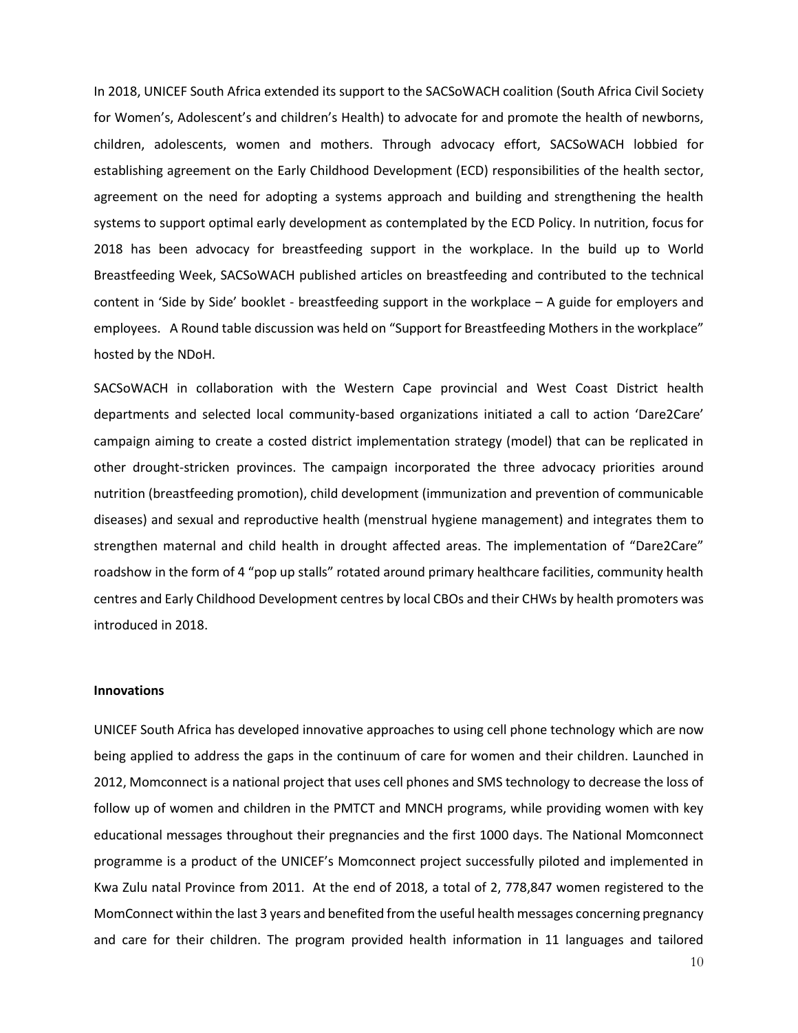In 2018, UNICEF South Africa extended its support to the SACSoWACH coalition (South Africa Civil Society for Women's, Adolescent's and children's Health) to advocate for and promote the health of newborns, children, adolescents, women and mothers. Through advocacy effort, SACSoWACH lobbied for establishing agreement on the Early Childhood Development (ECD) responsibilities of the health sector, agreement on the need for adopting a systems approach and building and strengthening the health systems to support optimal early development as contemplated by the ECD Policy. In nutrition, focus for 2018 has been advocacy for breastfeeding support in the workplace. In the build up to World Breastfeeding Week, SACSoWACH published articles on breastfeeding and contributed to the technical content in 'Side by Side' booklet - breastfeeding support in the workplace – A guide for employers and employees. A Round table discussion was held on "Support for Breastfeeding Mothers in the workplace" hosted by the NDoH.

SACSoWACH in collaboration with the Western Cape provincial and West Coast District health departments and selected local community-based organizations initiated a call to action 'Dare2Care' campaign aiming to create a costed district implementation strategy (model) that can be replicated in other drought-stricken provinces. The campaign incorporated the three advocacy priorities around nutrition (breastfeeding promotion), child development (immunization and prevention of communicable diseases) and sexual and reproductive health (menstrual hygiene management) and integrates them to strengthen maternal and child health in drought affected areas. The implementation of "Dare2Care" roadshow in the form of 4 "pop up stalls" rotated around primary healthcare facilities, community health centres and Early Childhood Development centres by local CBOs and their CHWs by health promoters was introduced in 2018.

**Innovations**

UNICEF South Africa has developed innovative approaches to using cell phone technology which are now being applied to address the gaps in the continuum of care for women and their children. Launched in 2012, Momconnect is a national project that uses cell phones and SMS technology to decrease the loss of follow up of women and children in the PMTCT and MNCH programs, while providing women with key educational messages throughout their pregnancies and the first 1000 days. The National Momconnect programme is a product of the UNICEF's Momconnect project successfully piloted and implemented in Kwa Zulu natal Province from 2011. At the end of 2018, a total of 2, 778,847 women registered to the MomConnect within the last 3 years and benefited from the useful health messages concerning pregnancy and care for their children. The program provided health information in 11 languages and tailored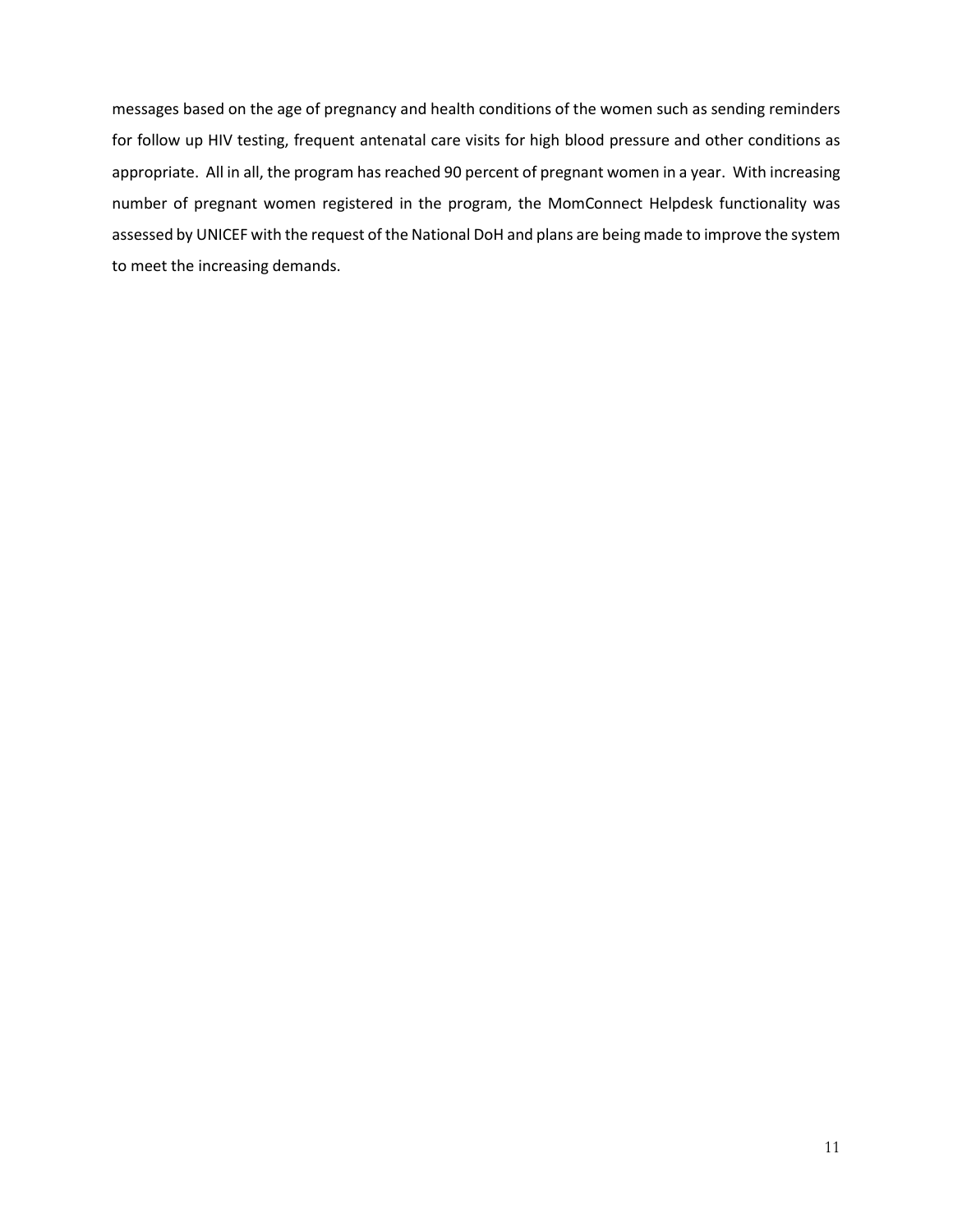messages based on the age of pregnancy and health conditions of the women such as sending reminders for follow up HIV testing, frequent antenatal care visits for high blood pressure and other conditions as appropriate. All in all, the program has reached 90 percent of pregnant women in a year. With increasing number of pregnant women registered in the program, the MomConnect Helpdesk functionality was assessed by UNICEF with the request of the National DoH and plans are being made to improve the system to meet the increasing demands.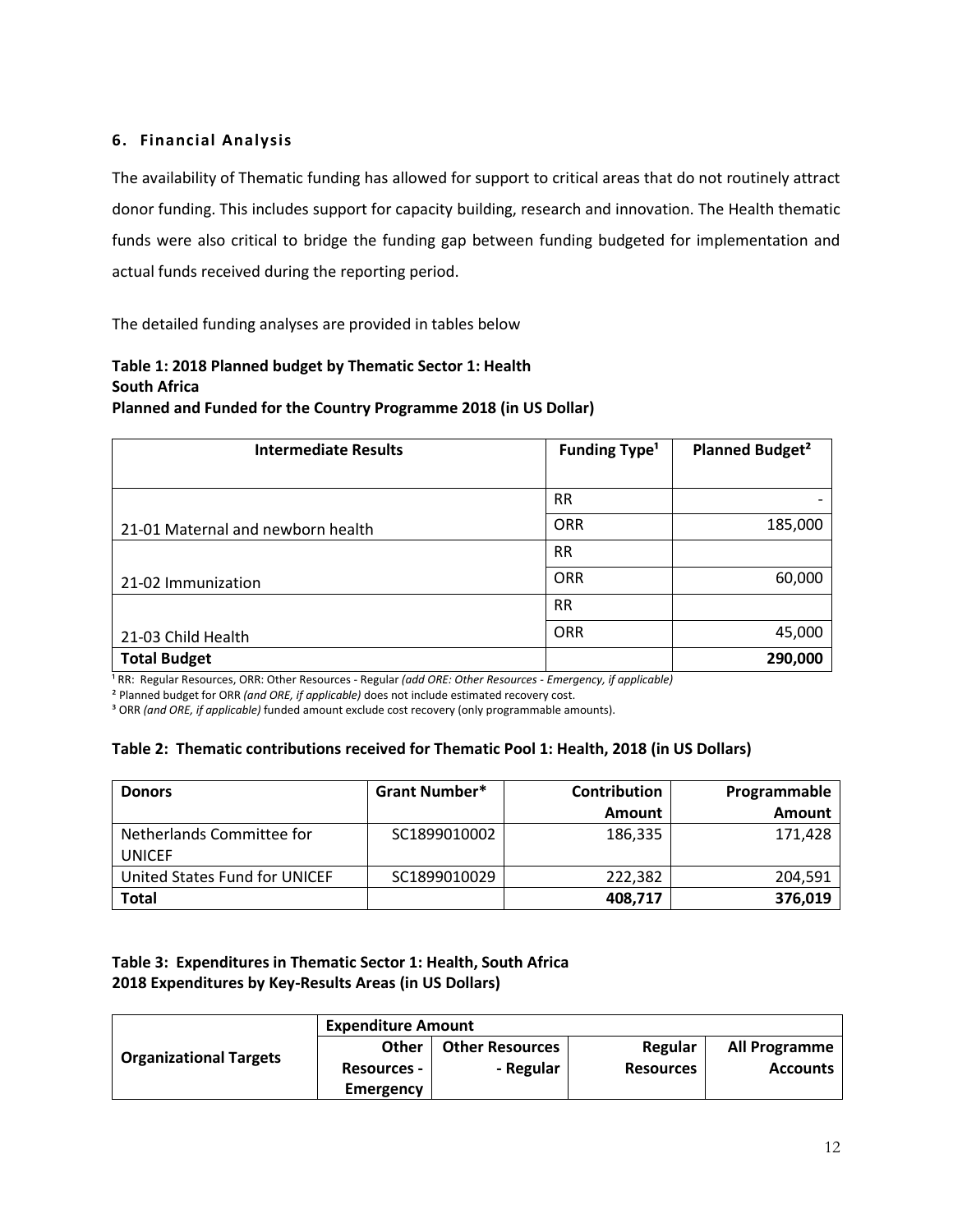## 6. Financial Analysis

The availability of Thematic funding has allowed for support to critical areas that do not routinely attract donor funding. This includes support for capacity building, research and innovation. The Health thematic funds were also critical to bridge the funding gap between funding budgeted for implementation and actual funds received during the reporting period.

The detailed funding analyses are provided in tables below

**Table 1: 2018 Planned budget by Thematic Sector 1: Health**
**South Africa**
**Planned and Funded for the Country Programme 2018 (in US Dollar)**

| Intermediate Results | Funding Type[1] | Planned Budget[2] |
|---|---|---|
| 21-01 Maternal and newborn health | RR | - |
| | ORR | 185,000 |
| 21-02 Immunization | RR | |
| | ORR | 60,000 |
| 21-03 Child Health | RR | |
| | ORR | 45,000 |
| **Total Budget** | | **290,000** |

[1] RR: Regular Resources, ORR: Other Resources - Regular *(add ORE: Other Resources - Emergency, if applicable)*

[2] Planned budget for ORR *(and ORE, if applicable)* does not include estimated recovery cost.

[3] ORR *(and ORE, if applicable)* funded amount exclude cost recovery (only programmable amounts).

**Table 2: Thematic contributions received for Thematic Pool 1: Health, 2018 (in US Dollars)**

| Donors | Grant Number* | Contribution Amount | Programmable Amount |
|---|---|---|---|
| Netherlands Committee for UNICEF | SC1899010002 | 186,335 | 171,428 |
| United States Fund for UNICEF | SC1899010029 | 222,382 | 204,591 |
| **Total** | | **408,717** | **376,019** |

**Table 3: Expenditures in Thematic Sector 1: Health, South Africa**
**2018 Expenditures by Key-Results Areas (in US Dollars)**

| Organizational Targets | Expenditure Amount | | | |
|---|---|---|---|---|
| | Other Resources - Emergency | Other Resources - Regular | Regular Resources | All Programme Accounts |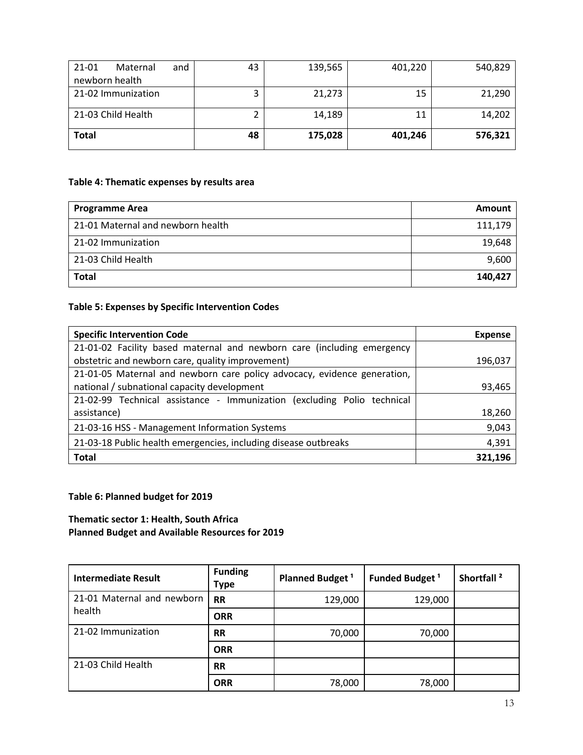| | | | | |
|---|---|---|---|---|
| 21-01 Maternal and newborn health | 43 | 139,565 | 401,220 | 540,829 |
| 21-02 Immunization | 3 | 21,273 | 15 | 21,290 |
| 21-03 Child Health | 2 | 14,189 | 11 | 14,202 |
| **Total** | **48** | **175,028** | **401,246** | **576,321** |

**Table 4: Thematic expenses by results area**

| Programme Area | Amount |
|---|---|
| 21-01 Maternal and newborn health | 111,179 |
| 21-02 Immunization | 19,648 |
| 21-03 Child Health | 9,600 |
| **Total** | **140,427** |

**Table 5: Expenses by Specific Intervention Codes**

| Specific Intervention Code | Expense |
|---|---|
| 21-01-02 Facility based maternal and newborn care (including emergency obstetric and newborn care, quality improvement) | 196,037 |
| 21-01-05 Maternal and newborn care policy advocacy, evidence generation, national / subnational capacity development | 93,465 |
| 21-02-99 Technical assistance - Immunization (excluding Polio technical assistance) | 18,260 |
| 21-03-16 HSS - Management Information Systems | 9,043 |
| 21-03-18 Public health emergencies, including disease outbreaks | 4,391 |
| **Total** | **321,196** |

**Table 6: Planned budget for 2019**

**Thematic sector 1: Health, South Africa**
**Planned Budget and Available Resources for 2019**

| Intermediate Result | Funding Type | Planned Budget [1] | Funded Budget [1] | Shortfall [2] |
|---|---|---|---|---|
| 21-01 Maternal and newborn health | RR | 129,000 | 129,000 | |
| | ORR | | | |
| 21-02 Immunization | RR | 70,000 | 70,000 | |
| | ORR | | | |
| 21-03 Child Health | RR | | | |
| | ORR | 78,000 | 78,000 | |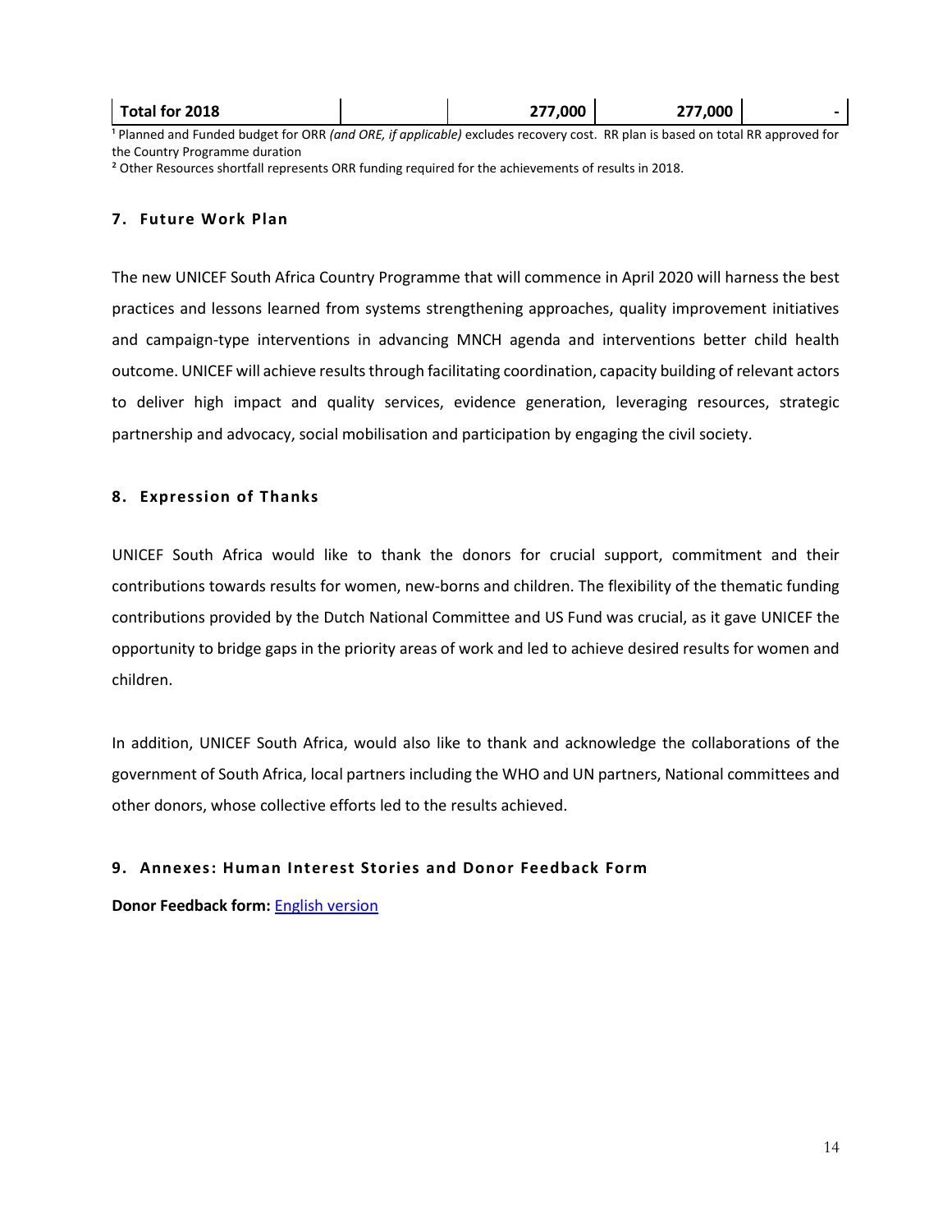| | | | | |
|---|---|---|---|---|
| **Total for 2018** | | **277,000** | **277,000** | **-** |

[1] Planned and Funded budget for ORR *(and ORE, if applicable)* excludes recovery cost. RR plan is based on total RR approved for the Country Programme duration

[2] Other Resources shortfall represents ORR funding required for the achievements of results in 2018.

## 7. Future Work Plan

The new UNICEF South Africa Country Programme that will commence in April 2020 will harness the best practices and lessons learned from systems strengthening approaches, quality improvement initiatives and campaign-type interventions in advancing MNCH agenda and interventions better child health outcome. UNICEF will achieve results through facilitating coordination, capacity building of relevant actors to deliver high impact and quality services, evidence generation, leveraging resources, strategic partnership and advocacy, social mobilisation and participation by engaging the civil society.

## 8. Expression of Thanks

UNICEF South Africa would like to thank the donors for crucial support, commitment and their contributions towards results for women, new-borns and children. The flexibility of the thematic funding contributions provided by the Dutch National Committee and US Fund was crucial, as it gave UNICEF the opportunity to bridge gaps in the priority areas of work and led to achieve desired results for women and children.

In addition, UNICEF South Africa, would also like to thank and acknowledge the collaborations of the government of South Africa, local partners including the WHO and UN partners, National committees and other donors, whose collective efforts led to the results achieved.

## 9. Annexes: Human Interest Stories and Donor Feedback Form

**Donor Feedback form:** English version